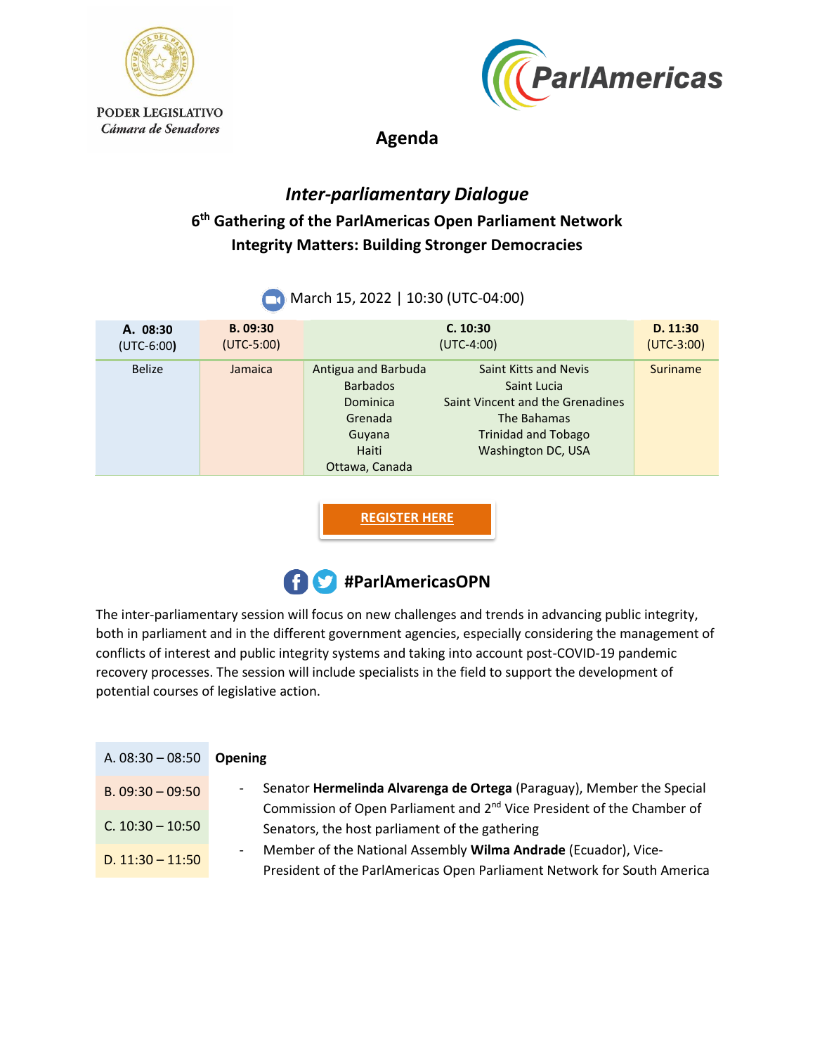PODER LEGISLATIVO
*Cámara de Senadores*

ParlAmericas

# Agenda

## *Inter-parliamentary Dialogue*

### 6th Gathering of the ParlAmericas Open Parliament Network
### Integrity Matters: Building Stronger Democracies

March 15, 2022 | 10:30 (UTC-04:00)

| **A. 08:30** (UTC-6:00) | **B. 09:30** (UTC-5:00) | **C. 10:30** (UTC-4:00) | | **D. 11:30** (UTC-3:00) |
|---|---|---|---|---|
| Belize | Jamaica | Antigua and Barbuda | Saint Kitts and Nevis | Suriname |
| | | Barbados | Saint Lucia | |
| | | Dominica | Saint Vincent and the Grenadines | |
| | | Grenada | The Bahamas | |
| | | Guyana | Trinidad and Tobago | |
| | | Haiti | Washington DC, USA | |
| | | Ottawa, Canada | | |

**REGISTER HERE**

**#ParlAmericasOPN**

The inter-parliamentary session will focus on new challenges and trends in advancing public integrity, both in parliament and in the different government agencies, especially considering the management of conflicts of interest and public integrity systems and taking into account post-COVID-19 pandemic recovery processes. The session will include specialists in the field to support the development of potential courses of legislative action.

| | |
|---|---|
| A. 08:30 – 08:50<br>B. 09:30 – 09:50<br>C. 10:30 – 10:50<br>D. 11:30 – 11:50 | **Opening**<br>- Senator **Hermelinda Alvarenga de Ortega** (Paraguay), Member the Special Commission of Open Parliament and 2nd Vice President of the Chamber of Senators, the host parliament of the gathering<br>- Member of the National Assembly **Wilma Andrade** (Ecuador), Vice-President of the ParlAmericas Open Parliament Network for South America |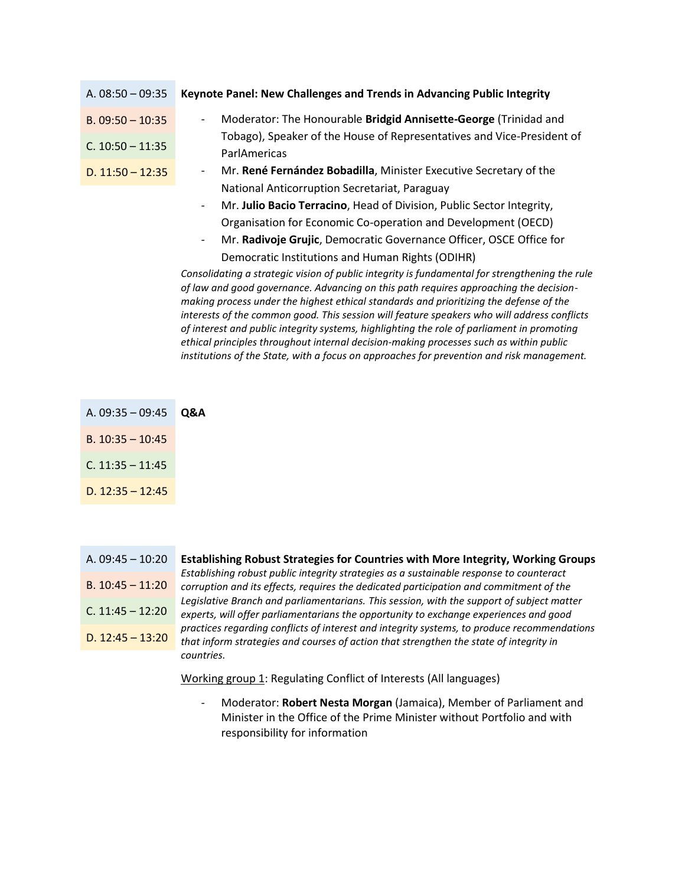| | |
|---|---|
| A. 08:50 – 09:35<br>B. 09:50 – 10:35<br>C. 10:50 – 11:35<br>D. 11:50 – 12:35 | **Keynote Panel: New Challenges and Trends in Advancing Public Integrity** |

- Moderator: The Honourable **Bridgid Annisette-George** (Trinidad and Tobago), Speaker of the House of Representatives and Vice-President of ParlAmericas
- Mr. **René Fernández Bobadilla**, Minister Executive Secretary of the National Anticorruption Secretariat, Paraguay
- Mr. **Julio Bacio Terracino**, Head of Division, Public Sector Integrity, Organisation for Economic Co-operation and Development (OECD)
- Mr. **Radivoje Grujic**, Democratic Governance Officer, OSCE Office for Democratic Institutions and Human Rights (ODIHR)

*Consolidating a strategic vision of public integrity is fundamental for strengthening the rule of law and good governance. Advancing on this path requires approaching the decision-making process under the highest ethical standards and prioritizing the defense of the interests of the common good. This session will feature speakers who will address conflicts of interest and public integrity systems, highlighting the role of parliament in promoting ethical principles throughout internal decision-making processes such as within public institutions of the State, with a focus on approaches for prevention and risk management.*

| | |
|---|---|
| A. 09:35 – 09:45<br>B. 10:35 – 10:45<br>C. 11:35 – 11:45<br>D. 12:35 – 12:45 | **Q&A** |

| | |
|---|---|
| A. 09:45 – 10:20<br>B. 10:45 – 11:20<br>C. 11:45 – 12:20<br>D. 12:45 – 13:20 | **Establishing Robust Strategies for Countries with More Integrity, Working Groups** |

*Establishing robust public integrity strategies as a sustainable response to counteract corruption and its effects, requires the dedicated participation and commitment of the Legislative Branch and parliamentarians. This session, with the support of subject matter experts, will offer parliamentarians the opportunity to exchange experiences and good practices regarding conflicts of interest and integrity systems, to produce recommendations that inform strategies and courses of action that strengthen the state of integrity in countries.*

Working group 1: Regulating Conflict of Interests (All languages)

- Moderator: **Robert Nesta Morgan** (Jamaica), Member of Parliament and Minister in the Office of the Prime Minister without Portfolio and with responsibility for information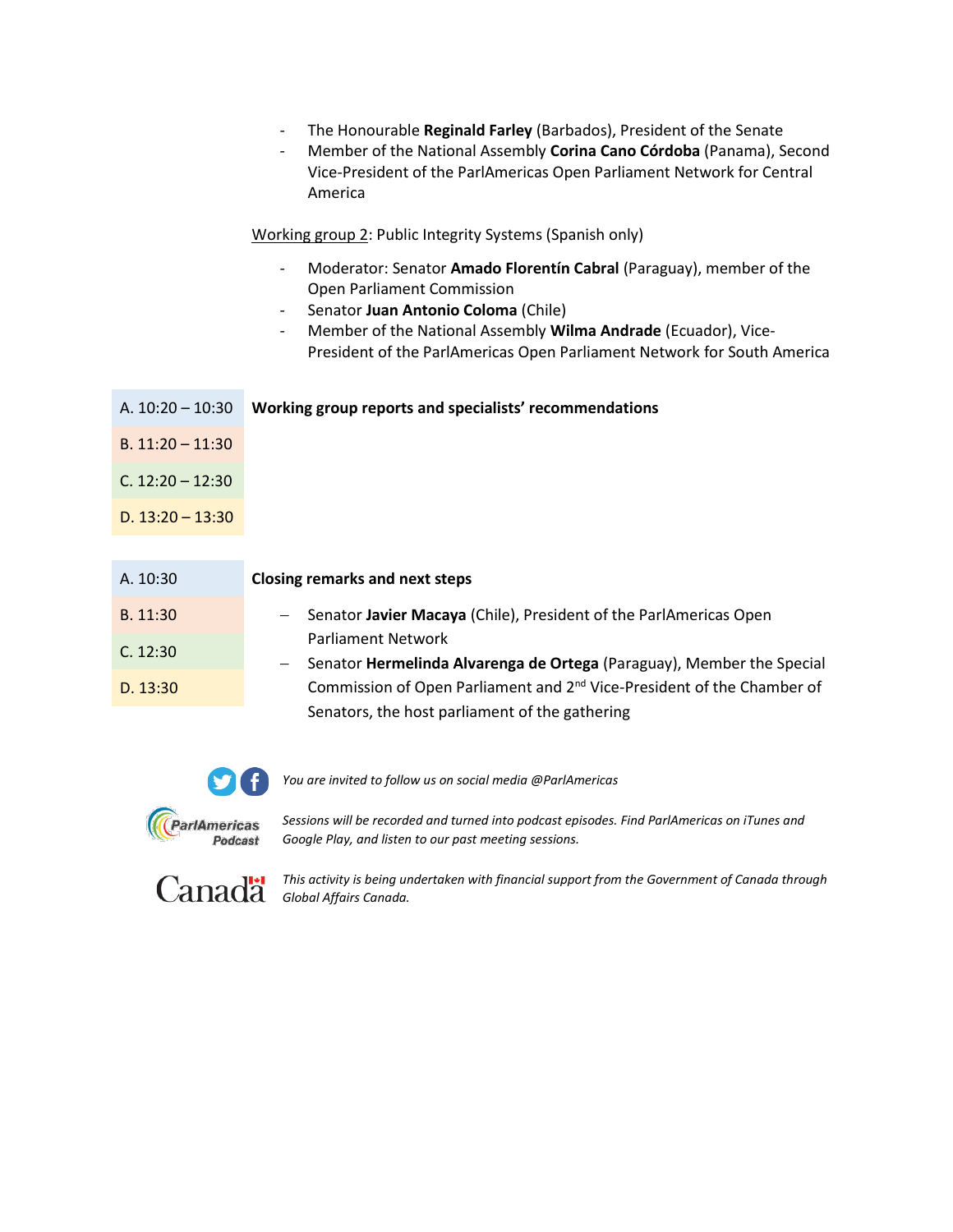- The Honourable **Reginald Farley** (Barbados), President of the Senate
- Member of the National Assembly **Corina Cano Córdoba** (Panama), Second Vice-President of the ParlAmericas Open Parliament Network for Central America

Working group 2: Public Integrity Systems (Spanish only)

- Moderator: Senator **Amado Florentín Cabral** (Paraguay), member of the Open Parliament Commission
- Senator **Juan Antonio Coloma** (Chile)
- Member of the National Assembly **Wilma Andrade** (Ecuador), Vice-President of the ParlAmericas Open Parliament Network for South America

| | |
|---|---|
| A. 10:20 – 10:30 | **Working group reports and specialists' recommendations** |
| B. 11:20 – 11:30 | |
| C. 12:20 – 12:30 | |
| D. 13:20 – 13:30 | |

| | |
|---|---|
| A. 10:30 | **Closing remarks and next steps** |
| B. 11:30 | – Senator **Javier Macaya** (Chile), President of the ParlAmericas Open Parliament Network |
| C. 12:30 | – Senator **Hermelinda Alvarenga de Ortega** (Paraguay), Member the Special Commission of Open Parliament and 2nd Vice-President of the Chamber of Senators, the host parliament of the gathering |
| D. 13:30 | |

*You are invited to follow us on social media @ParlAmericas*

*Sessions will be recorded and turned into podcast episodes. Find ParlAmericas on iTunes and Google Play, and listen to our past meeting sessions.*

*This activity is being undertaken with financial support from the Government of Canada through Global Affairs Canada.*